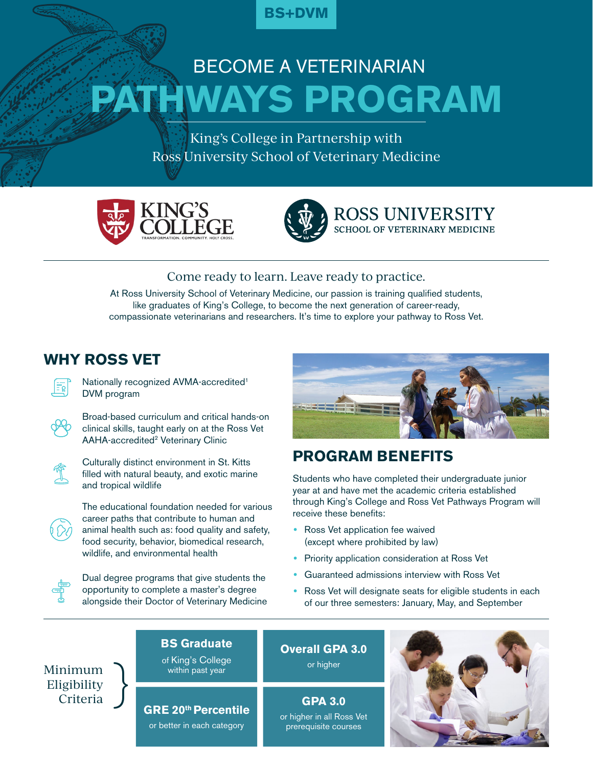BS+DVM

# BECOME A VETERINARIAN
# PATHWAYS PROGRAM

King's College in Partnership with
Ross University School of Veterinary Medicine

KING'S COLLEGE
TRANSFORMATION. COMMUNITY. HOLY CROSS.

ROSS UNIVERSITY
SCHOOL OF VETERINARY MEDICINE

Come ready to learn. Leave ready to practice.

At Ross University School of Veterinary Medicine, our passion is training qualified students, like graduates of King's College, to become the next generation of career-ready, compassionate veterinarians and researchers. It's time to explore your pathway to Ross Vet.

## WHY ROSS VET

- Nationally recognized AVMA-accredited[1] DVM program
- Broad-based curriculum and critical hands-on clinical skills, taught early on at the Ross Vet AAHA-accredited[2] Veterinary Clinic
- Culturally distinct environment in St. Kitts filled with natural beauty, and exotic marine and tropical wildlife
- The educational foundation needed for various career paths that contribute to human and animal health such as: food quality and safety, food security, behavior, biomedical research, wildlife, and environmental health
- Dual degree programs that give students the opportunity to complete a master's degree alongside their Doctor of Veterinary Medicine

## PROGRAM BENEFITS

Students who have completed their undergraduate junior year at and have met the academic criteria established through King's College and Ross Vet Pathways Program will receive these benefits:

- Ross Vet application fee waived (except where prohibited by law)
- Priority application consideration at Ross Vet
- Guaranteed admissions interview with Ross Vet
- Ross Vet will designate seats for eligible students in each of our three semesters: January, May, and September

## Minimum Eligibility Criteria

- **BS Graduate** of King's College within past year
- **Overall GPA 3.0** or higher
- **GRE 20th Percentile** or better in each category
- **GPA 3.0** or higher in all Ross Vet prerequisite courses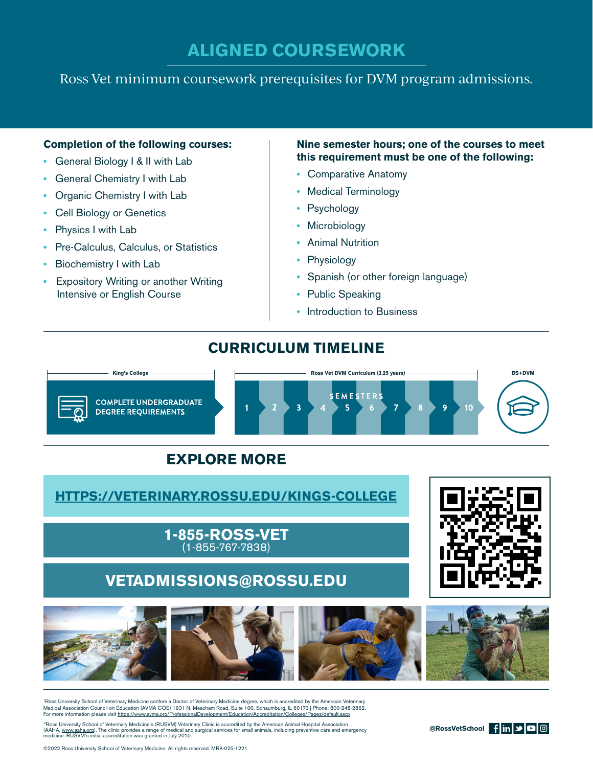# ALIGNED COURSEWORK

Ross Vet minimum coursework prerequisites for DVM program admissions.

**Completion of the following courses:**

- General Biology I & II with Lab
- General Chemistry I with Lab
- Organic Chemistry I with Lab
- Cell Biology or Genetics
- Physics I with Lab
- Pre-Calculus, Calculus, or Statistics
- Biochemistry I with Lab
- Expository Writing or another Writing Intensive or English Course

**Nine semester hours; one of the courses to meet this requirement must be one of the following:**

- Comparative Anatomy
- Medical Terminology
- Psychology
- Microbiology
- Animal Nutrition
- Physiology
- Spanish (or other foreign language)
- Public Speaking
- Introduction to Business

## CURRICULUM TIMELINE

King's College

COMPLETE UNDERGRADUATE DEGREE REQUIREMENTS

Ross Vet DVM Curriculum (3.25 years)

SEMESTERS

1 2 3 4 5 6 7 8 9 10

BS+DVM

## EXPLORE MORE

**HTTPS://VETERINARY.ROSSU.EDU/KINGS-COLLEGE**

**1-855-ROSS-VET**
(1-855-767-7838)

**VETADMISSIONS@ROSSU.EDU**

[1]Ross University School of Veterinary Medicine confers a Doctor of Veterinary Medicine degree, which is accredited by the American Veterinary Medical Association Council on Education (AVMA COE) 1931 N. Meacham Road, Suite 100, Schaumburg, IL 60173 | Phone: 800-248-2862. For more information please visit https://www.avma.org/ProfessionalDevelopment/Education/Accreditation/Colleges/Pages/default.aspx

[2]Ross University School of Veterinary Medicine's (RUSVM) Veterinary Clinic is accredited by the American Animal Hospital Association (AAHA, www.aaha.org). The clinic provides a range of medical and surgical services for small animals, including preventive care and emergency medicine. RUSVM's initial accreditation was granted in July 2010.

@RossVetSchool

©2022 Ross University School of Veterinary Medicine. All rights reserved. MRK-025-1221